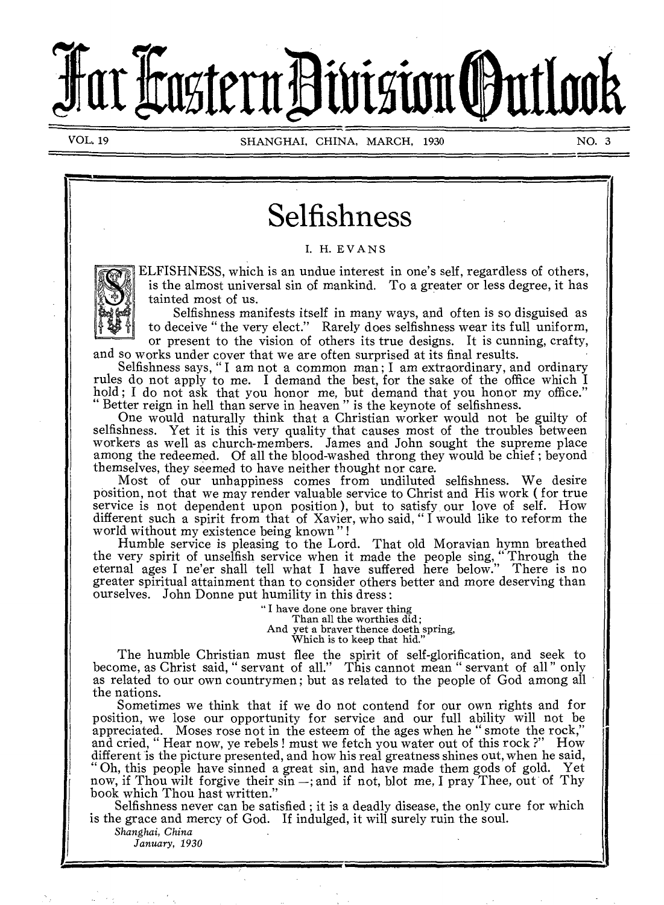# Far Eastern Division Outlook

VOL. 19 SHANGHAI, CHINA, MARCH, 1930 NO. 3

## Selfishness

I. H. EVANS

SELFISHNESS, which is an undue interest in one's self, regardless of others, is the almost universal sin of mankind. To a greater or less degree, it has tainted most of us.

Selfishness manifests itself in many ways, and often is so disguised as to deceive "the very elect." Rarely does selfishness wear its full uniform, or present to the vision of others its true designs. It is cunning, crafty, and so works under cover that we are often surprised at its final results.

Selfishness says, "I am not a common man; I am extraordinary, and ordinary rules do not apply to me. I demand the best, for the sake of the office which I hold; I do not ask that you honor me, but demand that you honor my office." "Better reign in hell than serve in heaven" is the keynote of selfishness.

One would naturally think that a Christian worker would not be guilty of selfishness. Yet it is this very quality that causes most of the troubles between workers as well as church-members. James and John sought the supreme place among the redeemed. Of all the blood-washed throng they would be chief; beyond themselves, they seemed to have neither thought nor care.

Most of our unhappiness comes from undiluted selfishness. We desire position, not that we may render valuable service to Christ and His work (for true service is not dependent upon position), but to satisfy our love of self. How different such a spirit from that of Xavier, who said, "I would like to reform the world without my existence being known"!

Humble service is pleasing to the Lord. That old Moravian hymn breathed the very spirit of unselfish service when it made the people sing, "Through the eternal ages I ne'er shall tell what I have suffered here below." There is no greater spiritual attainment than to consider others better and more deserving than ourselves. John Donne put humility in this dress:

> "I have done one braver thing
> Than all the worthies did;
> And yet a braver thence doeth spring,
> Which is to keep that hid."

The humble Christian must flee the spirit of self-glorification, and seek to become, as Christ said, "servant of all." This cannot mean "servant of all" only as related to our own countrymen; but as related to the people of God among all the nations.

Sometimes we think that if we do not contend for our own rights and for position, we lose our opportunity for service and our full ability will not be appreciated. Moses rose not in the esteem of the ages when he "smote the rock," and cried, "Hear now, ye rebels! must we fetch you water out of this rock?" How different is the picture presented, and how his real greatness shines out, when he said, "Oh, this people have sinned a great sin, and have made them gods of gold. Yet now, if Thou wilt forgive their sin —; and if not, blot me, I pray Thee, out of Thy book which Thou hast written."

Selfishness never can be satisfied; it is a deadly disease, the only cure for which is the grace and mercy of God. If indulged, it will surely ruin the soul.

*Shanghai, China*
*January, 1930*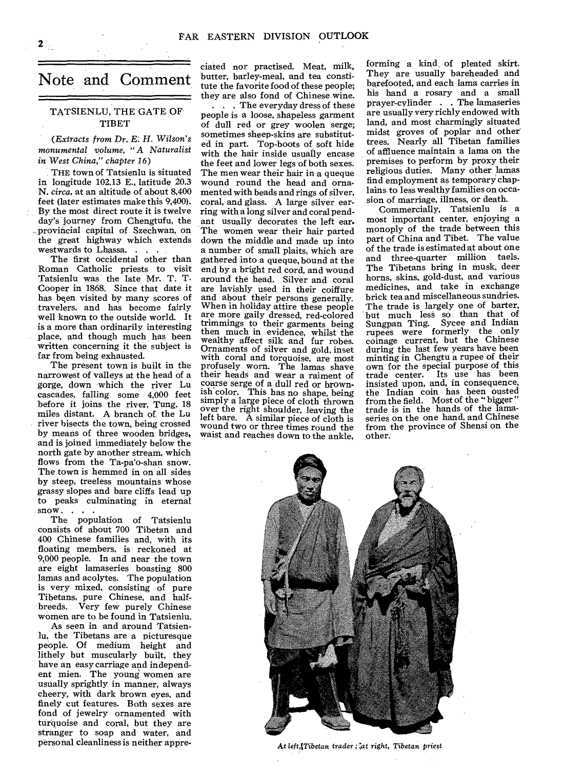# Note and Comment

## TATSIENLU, THE GATE OF TIBET

*(Extracts from Dr. E. H. Wilson's monumental volume, "A Naturalist in West China," chapter 16)*

THE town of Tatsienlu is situated in longitude 102.13 E., latitude 20.3 N. *circa*, at an altitude of about 8,400 feet (later estimates make this 9,400). By the most direct route it is twelve day's journey from Chengtufu, the provincial capital of Szechwan, on the great highway which extends westwards to Lhassa. . . .

The first occidental other than Roman Catholic priests to visit Tatsienlu was the late Mr. T. T. Cooper in 1868. Since that date it has been visited by many scores of travelers, and has become fairly well known to the outside world. It is a more than ordinarily interesting place, and though much has been written concerning it the subject is far from being exhausted.

The present town is built in the narrowest of valleys at the head of a gorge, down which the river Lu cascades, falling some 4,000 feet before it joins the river, Tung, 18 miles distant. A branch of the Lu river bisects the town, being crossed by means of three wooden bridges, and is joined immediately below the north gate by another stream, which flows from the Ta-pa'o-shan snow. The town is hemmed in on all sides by steep, treeless mountains whose grassy slopes and bare cliffs lead up to peaks culminating in eternal snow. . . .

The population of Tatsienlu consists of about 700 Tibetan and 400 Chinese families and, with its floating members, is reckoned at 9,000 people. In and near the town are eight lamaseries boasting 800 lamas and acolytes. The population is very mixed, consisting of pure Tibetans, pure Chinese, and half-breeds. Very few purely Chinese women are to be found in Tatsienlu.

As seen in and around Tatsienlu, the Tibetans are a picturesque people. Of medium height and lithely but muscularly built, they have an easy carriage and independent mien. The young women are usually sprightly in manner, always cheery, with dark brown eyes, and finely cut features. Both sexes are fond of jewelry ornamented with turquoise and coral, but they are stranger to soap and water, and personal cleanliness is neither appreciated nor practised. Meat, milk, butter, barley-meal, and tea constitute the favorite food of these people; they are also fond of Chinese wine. . . . The everyday dress of these people is a loose, shapeless garment of dull red or grey woolen serge; sometimes sheep-skins are substituted in part. Top-boots of soft hide with the hair inside usually encase the feet and lower legs of both sexes. The men wear their hair in a queque wound round the head and ornamented with beads and rings of silver, coral, and glass. A large silver earring with a long silver and coral pendant usually decorates the left ear. The women wear their hair parted down the middle and made up into a number of small plaits, which are gathered into a queque, bound at the end by a bright red cord, and wound around the head. Silver and coral are lavishly used in their coiffure and about their persons generally. When in holiday attire these people are more gaily dressed, red-colored trimmings to their garments being then much in evidence, whilst the wealthy affect silk and fur robes. Ornaments of silver and gold, inset with coral and torquoise, are most profusely worn. The lamas shave their heads and wear a raiment of coarse serge of a dull red or brownish color. This has no shape, being simply a large piece of cloth thrown over the right shoulder, leaving the left bare. A similar piece of cloth is wound two or three times round the waist and reaches down to the ankle, forming a kind of pleated skirt. They are usually bareheaded and barefooted, and each lama carries in his hand a rosary and a small prayer-cylinder . . The lamaseries are usually very richly endowed with land, and most charmingly situated midst groves of poplar and other trees. Nearly all Tibetan families of affluence maintain a lama on the premises to perform by proxy their religious duties. Many other lamas find employment as temporary chaplains to less wealthy families on occasion of marriage, illness, or death.

Commercially, Tatsienlu is a most important center, enjoying a monopoly of the trade between this part of China and Tibet. The value of the trade is estimated at about one and three-quarter million taels. The Tibetans bring in musk, deer horns, skins, gold-dust, and various medicines, and take in exchange brick tea and miscellaneous sundries. The trade is largely one of barter, but much less so than that of Sungpan Ting. Sycee and Indian rupees were formerly the only coinage current, but the Chinese during the last few years have been minting in Chengtu a rupee of their own for the special purpose of this trade center. Its use has been insisted upon, and, in consequence, the Indian coin has been ousted from the field. Most of the "bigger" trade is in the hands of the lamaseries on the one hand, and Chinese from the province of Shensi on the other.

*At left, Tibetan trader; at right, Tibetan priest*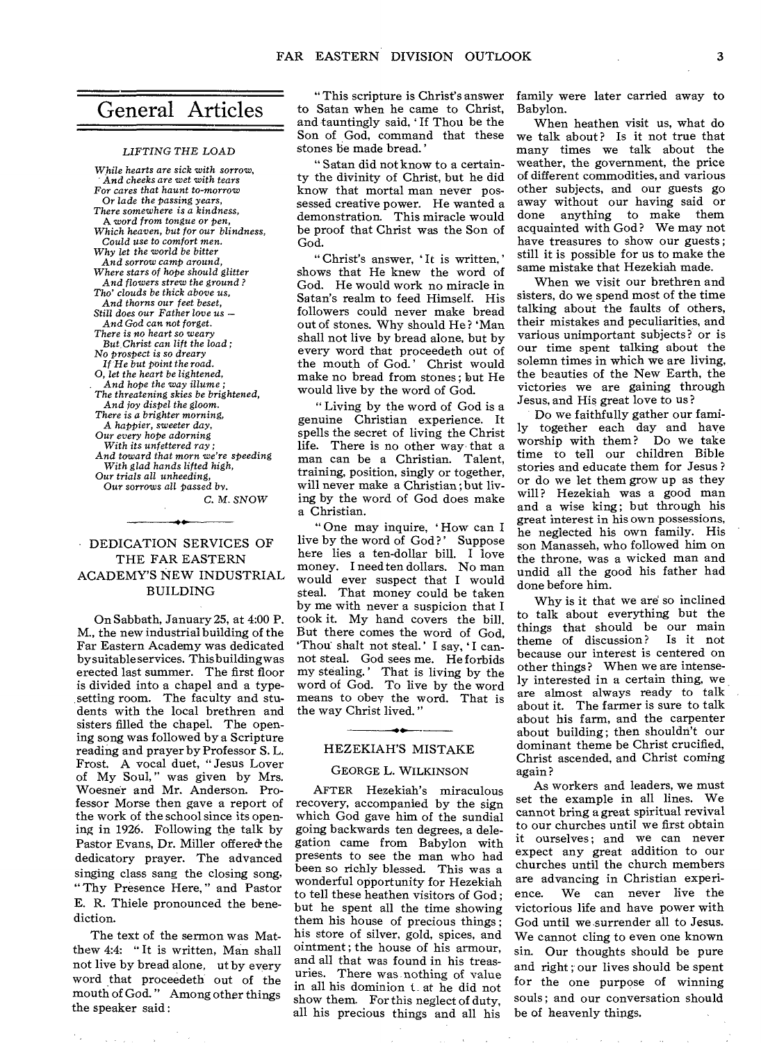# General Articles

### LIFTING THE LOAD

*While hearts are sick with sorrow,*
*And cheeks are wet with tears*
*For cares that haunt to-morrow*
*Or lade the passing years,*
*There somewhere is a kindness,*
*A word from tongue or pen,*
*Which heaven, but for our blindness,*
*Could use to comfort men.*
*Why let the world be bitter*
*And sorrow camp around,*
*Where stars of hope should glitter*
*And flowers strew the ground?*
*Tho' clouds be thick above us,*
*And thorns our feet beset,*
*Still does our Father love us —*
*And God can not forget.*
*There is no heart so weary*
*But Christ can lift the load;*
*No prospect is so dreary*
*If He but point the road.*
*O, let the heart be lightened,*
*And hope the way illume;*
*The threatening skies be brightened,*
*And joy dispel the gloom.*
*There is a brighter morning,*
*A happier, sweeter day,*
*Our every hope adorning*
*With its unfettered ray;*
*And toward that morn we're speeding*
*With glad hands lifted high,*
*Our trials all unheeding,*
*Our sorrows all passed by.*

C. M. SNOW

## DEDICATION SERVICES OF THE FAR EASTERN ACADEMY'S NEW INDUSTRIAL BUILDING

On Sabbath, January 25, at 4:00 P. M., the new industrial building of the Far Eastern Academy was dedicated by suitable services. This building was erected last summer. The first floor is divided into a chapel and a type-setting room. The faculty and students with the local brethren and sisters filled the chapel. The opening song was followed by a Scripture reading and prayer by Professor S. L. Frost. A vocal duet, "Jesus Lover of My Soul," was given by Mrs. Woesner and Mr. Anderson. Professor Morse then gave a report of the work of the school since its opening in 1926. Following the talk by Pastor Evans, Dr. Miller offered the dedicatory prayer. The advanced singing class sang the closing song, "Thy Presence Here," and Pastor E. R. Thiele pronounced the benediction.

The text of the sermon was Matthew 4:4: "It is written, Man shall not live by bread alone, ut by every word that proceedeth out of the mouth of God." Among other things the speaker said:

"This scripture is Christ's answer to Satan when he came to Christ, and tauntingly said, 'If Thou be the Son of God, command that these stones be made bread.'

"Satan did not know to a certainty the divinity of Christ, but he did know that mortal man never possessed creative power. He wanted a demonstration. This miracle would be proof that Christ was the Son of God.

"Christ's answer, 'It is written,' shows that He knew the word of God. He would work no miracle in Satan's realm to feed Himself. His followers could never make bread out of stones. Why should He? 'Man shall not live by bread alone, but by every word that proceedeth out of the mouth of God.' Christ would make no bread from stones; but He would live by the word of God.

"Living by the word of God is a genuine Christian experience. It spells the secret of living the Christ life. There is no other way that a man can be a Christian. Talent, training, position, singly or together, will never make a Christian; but living by the word of God does make a Christian.

"One may inquire, 'How can I live by the word of God?' Suppose here lies a ten-dollar bill. I love money. I need ten dollars. No man would ever suspect that I would steal. That money could be taken by me with never a suspicion that I took it. My hand covers the bill. But there comes the word of God, 'Thou shalt not steal.' I say, 'I cannot steal. God sees me. He forbids my stealing.' That is living by the word of God. To live by the word means to obey the word. That is the way Christ lived."

## HEZEKIAH'S MISTAKE

GEORGE L. WILKINSON

AFTER Hezekiah's miraculous recovery, accompanied by the sign which God gave him of the sundial going backwards ten degrees, a delegation came from Babylon with presents to see the man who had been so richly blessed. This was a wonderful opportunity for Hezekiah to tell these heathen visitors of God; but he spent all the time showing them his house of precious things; his store of silver, gold, spices, and ointment; the house of his armour, and all that was found in his treasuries. There was nothing of value in all his dominion t. at he did not show them. For this neglect of duty, all his precious things and all his family were later carried away to Babylon.

When heathen visit us, what do we talk about? Is it not true that many times we talk about the weather, the government, the price of different commodities, and various other subjects, and our guests go away without our having said or done anything to make them acquainted with God? We may not have treasures to show our guests; still it is possible for us to make the same mistake that Hezekiah made.

When we visit our brethren and sisters, do we spend most of the time talking about the faults of others, their mistakes and peculiarities, and various unimportant subjects? or is our time spent talking about the solemn times in which we are living, the beauties of the New Earth, the victories we are gaining through Jesus, and His great love to us?

Do we faithfully gather our family together each day and have worship with them? Do we take time to tell our children Bible stories and educate them for Jesus? or do we let them grow up as they will? Hezekiah was a good man and a wise king; but through his great interest in his own possessions, he neglected his own family. His son Manasseh, who followed him on the throne, was a wicked man and undid all the good his father had done before him.

Why is it that we are so inclined to talk about everything but the things that should be our main theme of discussion? Is it not because our interest is centered on other things? When we are intensely interested in a certain thing, we are almost always ready to talk about it. The farmer is sure to talk about his farm, and the carpenter about building; then shouldn't our dominant theme be Christ crucified, Christ ascended, and Christ coming again?

As workers and leaders, we must set the example in all lines. We cannot bring a great spiritual revival to our churches until we first obtain it ourselves; and we can never expect any great addition to our churches until the church members are advancing in Christian experience. We can never live the victorious life and have power with God until we surrender all to Jesus. We cannot cling to even one known sin. Our thoughts should be pure and right; our lives should be spent for the one purpose of winning souls; and our conversation should be of heavenly things.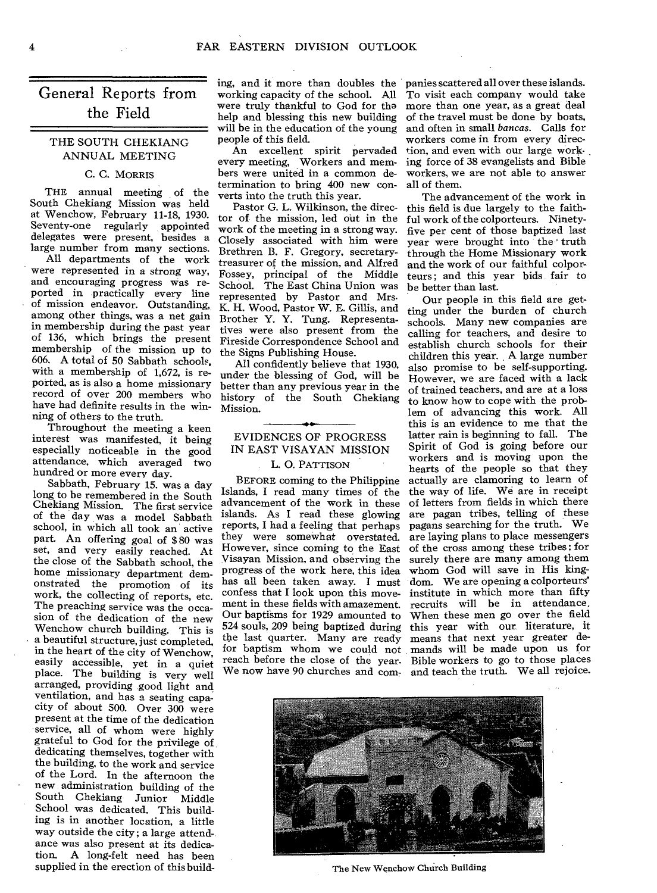# General Reports from the Field

## THE SOUTH CHEKIANG ANNUAL MEETING

C. C. MORRIS

THE annual meeting of the South Chekiang Mission was held at Wenchow, February 11-18, 1930. Seventy-one regularly appointed delegates were present, besides a large number from many sections.

All departments of the work were represented in a strong way, and encouraging progress was reported in practically every line of mission endeavor. Outstanding, among other things, was a net gain in membership during the past year of 136, which brings the present membership of the mission up to 606. A total of 50 Sabbath schools, with a membership of 1,672, is reported, as is also a home missionary record of over 200 members who have had definite results in the winning of others to the truth.

Throughout the meeting a keen interest was manifested, it being especially noticeable in the good attendance, which averaged two hundred or more every day.

Sabbath, February 15, was a day long to be remembered in the South Chekiang Mission. The first service of the day was a model Sabbath school, in which all took an active part. An offering goal of $80 was set, and very easily reached. At the close of the Sabbath school, the home missionary department demonstrated the promotion of its work, the collecting of reports, etc. The preaching service was the occasion of the dedication of the new Wenchow church building. This is a beautiful structure, just completed, in the heart of the city of Wenchow, easily accessible, yet in a quiet place. The building is very well arranged, providing good light and ventilation, and has a seating capacity of about 500. Over 300 were present at the time of the dedication service, all of whom were highly grateful to God for the privilege of dedicating themselves, together with the building, to the work and service of the Lord. In the afternoon the new administration building of the South Chekiang Junior Middle School was dedicated. This building is in another location, a little way outside the city; a large attendance was also present at its dedication. A long-felt need has been supplied in the erection of this building, and it more than doubles the working capacity of the school. All were truly thankful to God for the help and blessing this new building will be in the education of the young people of this field.

An excellent spirit pervaded every meeting. Workers and members were united in a common determination to bring 400 new converts into the truth this year.

Pastor G. L. Wilkinson, the director of the mission, led out in the work of the meeting in a strong way. Closely associated with him were Brethren B. F. Gregory, secretary-treasurer of the mission, and Alfred Fossey, principal of the Middle School. The East China Union was represented by Pastor and Mrs. K. H. Wood, Pastor W. E. Gillis, and Brother Y. Y. Tung. Representatives were also present from the Fireside Correspondence School and the Signs Publishing House.

All confidently believe that 1930, under the blessing of God, will be better than any previous year in the history of the South Chekiang Mission.

## EVIDENCES OF PROGRESS IN EAST VISAYAN MISSION

L. O. PATTISON

BEFORE coming to the Philippine Islands, I read many times of the advancement of the work in these islands. As I read these glowing reports, I had a feeling that perhaps they were somewhat overstated. However, since coming to the East Visayan Mission, and observing the progress of the work here, this idea has all been taken away. I must confess that I look upon this movement in these fields with amazement. Our baptisms for 1929 amounted to 524 souls, 209 being baptized during the last quarter. Many are ready for baptism whom we could not reach before the close of the year. We now have 90 churches and companies scattered all over these islands. To visit each company would take more than one year, as a great deal of the travel must be done by boats, and often in small *bancas*. Calls for workers come in from every direction, and even with our large working force of 38 evangelists and Bible workers, we are not able to answer all of them.

The advancement of the work in this field is due largely to the faithful work of the colporteurs. Ninety-five per cent of those baptized last year were brought into the truth through the Home Missionary work and the work of our faithful colporteurs; and this year bids fair to be better than last.

Our people in this field are getting under the burden of church schools. Many new companies are calling for teachers, and desire to establish church schools for their children this year. A large number also promise to be self-supporting. However, we are faced with a lack of trained teachers, and are at a loss to know how to cope with the problem of advancing this work. All this is an evidence to me that the latter rain is beginning to fall. The Spirit of God is going before our workers and is moving upon the hearts of the people so that they actually are clamoring to learn of the way of life. We are in receipt of letters from fields in which there are pagan tribes, telling of these pagans searching for the truth. We are laying plans to place messengers of the cross among these tribes; for surely there are many among them whom God will save in His kingdom. We are opening a colporteurs' institute in which more than fifty recruits will be in attendance. When these men go over the field this year with our literature, it means that next year greater demands will be made upon us for Bible workers to go to those places and teach the truth. We all rejoice.

The New Wenchow Church Building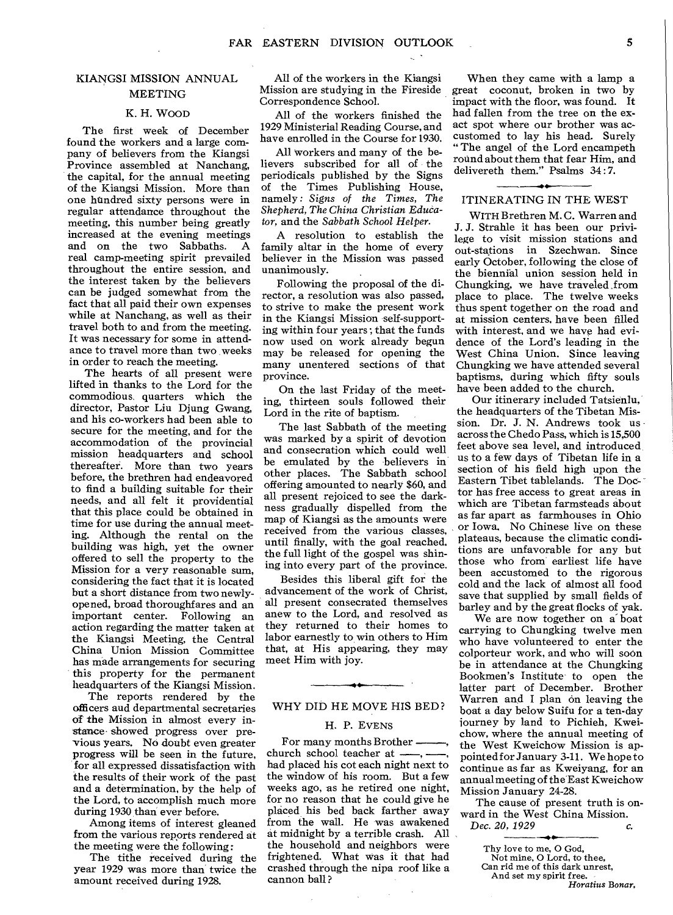## KIANGSI MISSION ANNUAL MEETING

K. H. WOOD

The first week of December found the workers and a large company of believers from the Kiangsi Province assembled at Nanchang, the capital, for the annual meeting of the Kiangsi Mission. More than one hundred sixty persons were in regular attendance throughout the meeting, this number being greatly increased at the evening meetings and on the two Sabbaths. A real camp-meeting spirit prevailed throughout the entire session, and the interest taken by the believers can be judged somewhat from the fact that all paid their own expenses while at Nanchang, as well as their travel both to and from the meeting. It was necessary for some in attendance to travel more than two weeks in order to reach the meeting.

The hearts of all present were lifted in thanks to the Lord for the commodious quarters which the director, Pastor Liu Djung Gwang, and his co-workers had been able to secure for the meeting, and for the accommodation of the provincial mission headquarters and school thereafter. More than two years before, the brethren had endeavored to find a building suitable for their needs, and all felt it providential that this place could be obtained in time for use during the annual meeting. Although the rental on the building was high, yet the owner offered to sell the property to the Mission for a very reasonable sum, considering the fact that it is located but a short distance from two newly-opened, broad thoroughfares and an important center. Following an action regarding the matter taken at the Kiangsi Meeting, the Central China Union Mission Committee has made arrangements for securing this property for the permanent headquarters of the Kiangsi Mission.

The reports rendered by the officers aud departmental secretaries of the Mission in almost every instance showed progress over previous years. No doubt even greater progress will be seen in the future, for all expressed dissatisfaction with the results of their work of the past and a determination, by the help of the Lord, to accomplish much more during 1930 than ever before.

Among items of interest gleaned from the various reports rendered at the meeting were the following:

The tithe received during the year 1929 was more than twice the amount received during 1928.

All of the workers in the Kiangsi Mission are studying in the Fireside Correspondence School.

All of the workers finished the 1929 Ministerial Reading Course, and have enrolled in the Course for 1930.

All workers and many of the believers subscribed for all of the periodicals published by the Signs of the Times Publishing House, namely: *Signs of the Times, The Shepherd, The China Christian Educator,* and the *Sabbath School Helper.*

A resolution to establish the family altar in the home of every believer in the Mission was passed unanimously.

Following the proposal of the director, a resolution was also passed, to strive to make the present work in the Kiangsi Mission self-supporting within four years; that the funds now used on work already begun may be released for opening the many unentered sections of that province.

On the last Friday of the meeting, thirteen souls followed their Lord in the rite of baptism.

The last Sabbath of the meeting was marked by a spirit of devotion and consecration which could well be emulated by the believers in other places. The Sabbath school offering amounted to nearly $60, and all present rejoiced to see the darkness gradually dispelled from the map of Kiangsi as the amounts were received from the various classes, until finally, with the goal reached, the full light of the gospel was shining into every part of the province.

Besides this liberal gift for the advancement of the work of Christ, all present consecrated themselves anew to the Lord, and resolved as they returned to their homes to labor earnestly to win others to Him that, at His appearing, they may meet Him with joy.

## WHY DID HE MOVE HIS BED?

H. P. EVENS

For many months Brother ———, church school teacher at ———, ———, had placed his cot each night next to the window of his room. But a few weeks ago, as he retired one night, for no reason that he could give he placed his bed back farther away from the wall. He was awakened at midnight by a terrible crash. All the household and neighbors were frightened. What was it that had crashed through the nipa roof like a cannon ball?

When they came with a lamp a great coconut, broken in two by impact with the floor, was found. It had fallen from the tree on the exact spot where our brother was accustomed to lay his head. Surely "The angel of the Lord encampeth round about them that fear Him, and delivereth them." Psalms 34:7.

## ITINERATING IN THE WEST

WITH Brethren M. C. Warren and J. J. Strahle it has been our privilege to visit mission stations and out-stations in Szechwan. Since early October, following the close of the biennial union session held in Chungking, we have traveled from place to place. The twelve weeks thus spent together on the road and at mission centers, have been filled with interest, and we have had evidence of the Lord's leading in the West China Union. Since leaving Chungking we have attended several baptisms, during which fifty souls have been added to the church.

Our itinerary included Tatsienlu, the headquarters of the Tibetan Mission. Dr. J. N. Andrews took us across the Chedo Pass, which is 15,500 feet above sea level, and introduced us to a few days of Tibetan life in a section of his field high upon the Eastern Tibet tablelands. The Doctor has free access to great areas in which are Tibetan farmsteads about as far apart as farmhouses in Ohio or Iowa. No Chinese live on these plateaus, because the climatic conditions are unfavorable for any but those who from earliest life have been accustomed to the rigorous cold and the lack of almost all food save that supplied by small fields of barley and by the great flocks of yak.

We are now together on a boat carrying to Chungking twelve men who have volunteered to enter the colporteur work, and who will soon be in attendance at the Chungking Bookmen's Institute to open the latter part of December. Brother Warren and I plan on leaving the boat a day below Suifu for a ten-day journey by land to Pichieh, Kweichow, where the annual meeting of the West Kweichow Mission is appointed for January 3-11. We hope to continue as far as Kweiyang, for an annual meeting of the East Kweichow Mission January 24-28.

The cause of present truth is onward in the West China Mission.

*Dec. 20, 1929* c.

Thy love to me, O God,
Not mine, O Lord, to thee,
Can rid me of this dark unrest,
And set my spirit free.
*Horatius Bonar.*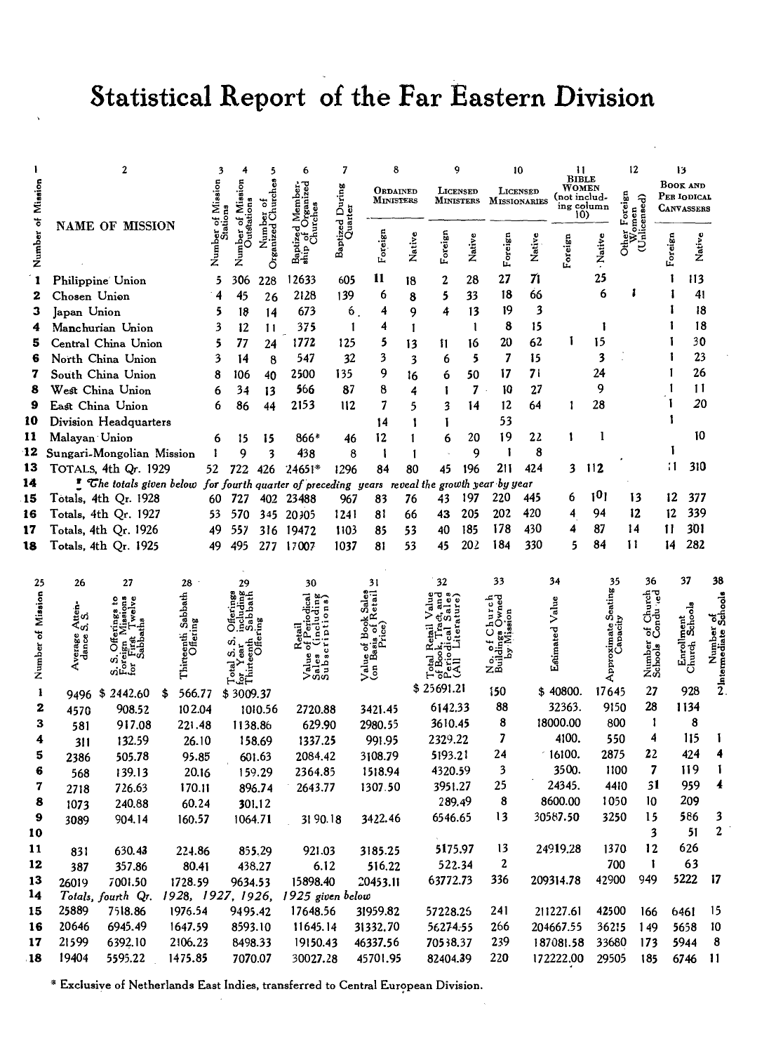# Statistical Report of the Far Eastern Division

| 1 | 2 | 3 | 4 | 5 | 6 | 7 | 8 | | 9 | | 10 | | 11 | | 12 | 13 | |
|---|---|---|---|---|---|---|---|---|---|---|---|---|---|---|---|---|---|
| Number of Mission | NAME OF MISSION | Number of Mission Stations | Number of Mission Outstations | Number of Organized Churches | Baptized Membership of Organized Churches | Baptized During Quarter | Ordained Ministers | | Licensed Ministers | | Licensed Missionaries | | Bible Women (not including column 10) | | Other Foreign Women (Unlicensed) | Book and Periodical Canvassers | |
| | | | | | | | Foreign | Native | Foreign | Native | Foreign | Native | Foreign | Native | | Foreign | Native |
| 1 | Philippine Union | 5 | 306 | 228 | 12633 | 605 | 11 | 18 | 2 | 28 | 27 | 71 | | 25 | | 1 | 113 |
| 2 | Chosen Union | 4 | 45 | 26 | 2128 | 139 | 6 | 8 | 5 | 33 | 18 | 66 | | 6 | 1 | 1 | 41 |
| 3 | Japan Union | 5 | 18 | 14 | 673 | 6 | 4 | 9 | 4 | 13 | 19 | 3 | | | | 1 | 18 |
| 4 | Manchurian Union | 3 | 12 | 11 | 375 | 1 | 4 | 1 | | 1 | 8 | 15 | | 1 | | 1 | 18 |
| 5 | Central China Union | 5 | 77 | 24 | 1772 | 125 | 5 | 13 | 11 | 16 | 20 | 62 | 1 | 15 | | 1 | 30 |
| 6 | North China Union | 3 | 14 | 8 | 547 | 32 | 3 | 3 | 6 | 5 | 7 | 15 | | 3 | | 1 | 23 |
| 7 | South China Union | 8 | 106 | 40 | 2500 | 135 | 9 | 16 | 6 | 50 | 17 | 71 | | 24 | | 1 | 26 |
| 8 | West China Union | 6 | 34 | 13 | 566 | 87 | 8 | 4 | 1 | 7 | 10 | 27 | | 9 | | 1 | 11 |
| 9 | East China Union | 6 | 86 | 44 | 2153 | 112 | 7 | 5 | 3 | 14 | 12 | 64 | 1 | 28 | | 1 | 20 |
| 10 | Division Headquarters | | | | | | 14 | 1 | 1 | | 53 | | | | | 1 | |
| 11 | Malayan Union | 6 | 15 | 15 | 866* | 46 | 12 | 1 | 6 | 20 | 19 | 22 | 1 | 1 | | | 10 |
| 12 | Sungari-Mongolian Mission | 1 | 9 | 3 | 438 | 8 | 1 | 1 | | 9 | 1 | 8 | | | | 1 | |
| 13 | TOTALS, 4th Qr. 1929 | 52 | 722 | 426 | 24651* | 1296 | 84 | 80 | 45 | 196 | 211 | 424 | 3 | 112 | | 11 | 310 |
| 14 | *The totals given below for fourth quarter of preceding years reveal the growth year by year* | | | | | | | | | | | | | | | | |
| 15 | Totals, 4th Qr. 1928 | 60 | 727 | 402 | 23488 | 967 | 83 | 76 | 43 | 197 | 220 | 445 | 6 | 101 | 13 | 12 | 377 |
| 16 | Totals, 4th Qr. 1927 | 53 | 570 | 345 | 20305 | 1241 | 81 | 66 | 43 | 205 | 202 | 420 | 4 | 94 | 12 | 12 | 339 |
| 17 | Totals, 4th Qr. 1926 | 49 | 557 | 316 | 19472 | 1103 | 85 | 53 | 40 | 185 | 178 | 430 | 4 | 87 | 14 | 11 | 301 |
| 18 | Totals, 4th Qr. 1925 | 49 | 495 | 277 | 17007 | 1037 | 81 | 53 | 45 | 202 | 184 | 330 | 5 | 84 | 11 | 14 | 282 |

| 25 | 26 | 27 | 28 | 29 | 30 | 31 | 32 | 33 | 34 | 35 | 36 | 37 | 38 |
|---|---|---|---|---|---|---|---|---|---|---|---|---|---|
| Number of Mission | Average Attendance S.S. | S.S. Offerings to Foreign Missions for First Twelve Sabbaths | Thirteenth Sabbath Offering | Total S.S. Offerings for Year including Thirteenth Sabbath Offering | Retail Value of Periodical Sales (including Subscriptions) | Value of Book Sales (on Basis of Retail Price) | Total Retail Value of Book, Tract, and Periodical Sales (All Literature) | No. of Church Buildings Owned by Mission | Estimated Value | Approximate Seating Capacity | Number of Church Schools Conducted | Enrollment Church Schools | Number of Intermediate Schools |
| 1 | 9496 | $ 2442.60 | $ 566.77 | $ 3009.37 | | | $ 25691.21 | 150 | $ 40800. | 17645 | 27 | 928 | 2 |
| 2 | 4570 | 908.52 | 102.04 | 1010.56 | 2720.88 | 3421.45 | 6142.33 | 88 | 32363. | 9150 | 28 | 1134 | |
| 3 | 581 | 917.08 | 221.48 | 1138.86 | 629.90 | 2980.55 | 3610.45 | 8 | 18000.00 | 800 | 1 | 8 | |
| 4 | 311 | 132.59 | 26.10 | 158.69 | 1337.25 | 991.95 | 2329.22 | 7 | 4100. | 550 | 4 | 115 | 1 |
| 5 | 2386 | 505.78 | 95.85 | 601.63 | 2084.42 | 3108.79 | 5193.21 | 24 | 16100. | 2875 | 22 | 424 | 4 |
| 6 | 568 | 139.13 | 20.16 | 159.29 | 2364.85 | 1518.94 | 4320.59 | 3 | 3500. | 1100 | 7 | 119 | 1 |
| 7 | 2718 | 726.63 | 170.11 | 896.74 | 2643.77 | 1307.50 | 3951.27 | 25 | 24345. | 4410 | 31 | 959 | 4 |
| 8 | 1073 | 240.88 | 60.24 | 301.12 | | | 289.49 | 8 | 8600.00 | 1050 | 10 | 209 | |
| 9 | 3089 | 904.14 | 160.57 | 1064.71 | 3190.18 | 3422.46 | 6546.65 | 13 | 30587.50 | 3250 | 15 | 586 | 3 |
| 10 | | | | | | | | | | | 3 | 51 | 2 |
| 11 | 831 | 630.43 | 224.86 | 855.29 | 921.03 | 3185.25 | 5175.97 | 13 | 24919.28 | 1370 | 12 | 626 | |
| 12 | 387 | 357.86 | 80.41 | 438.27 | 6.12 | 516.22 | 522.34 | 2 | | 700 | 1 | 63 | |
| 13 | 26019 | 7001.50 | 1728.59 | 9634.53 | 15898.40 | 20453.11 | 63772.73 | 336 | 209314.78 | 42900 | 949 | 5222 | 17 |
| 14 | *Totals, fourth Qr. 1928, 1927, 1926, 1925 given below* | | | | | | | | | | | | |
| 15 | 25889 | 7518.86 | 1976.54 | 9495.42 | 17648.56 | 31959.82 | 57228.25 | 241 | 211227.61 | 42500 | 166 | 6461 | 15 |
| 16 | 20646 | 6945.49 | 1647.59 | 8593.10 | 11645.14 | 31332.70 | 56274.55 | 266 | 204667.55 | 36215 | 149 | 5658 | 10 |
| 17 | 21599 | 6392.10 | 2106.23 | 8498.33 | 19150.43 | 46337.56 | 70538.37 | 239 | 187081.58 | 33680 | 173 | 5944 | 8 |
| 18 | 19404 | 5595.22 | 1475.85 | 7070.07 | 30027.28 | 45701.95 | 82404.39 | 220 | 172222.00 | 29505 | 185 | 6746 | 11 |

* Exclusive of Netherlands East Indies, transferred to Central European Division.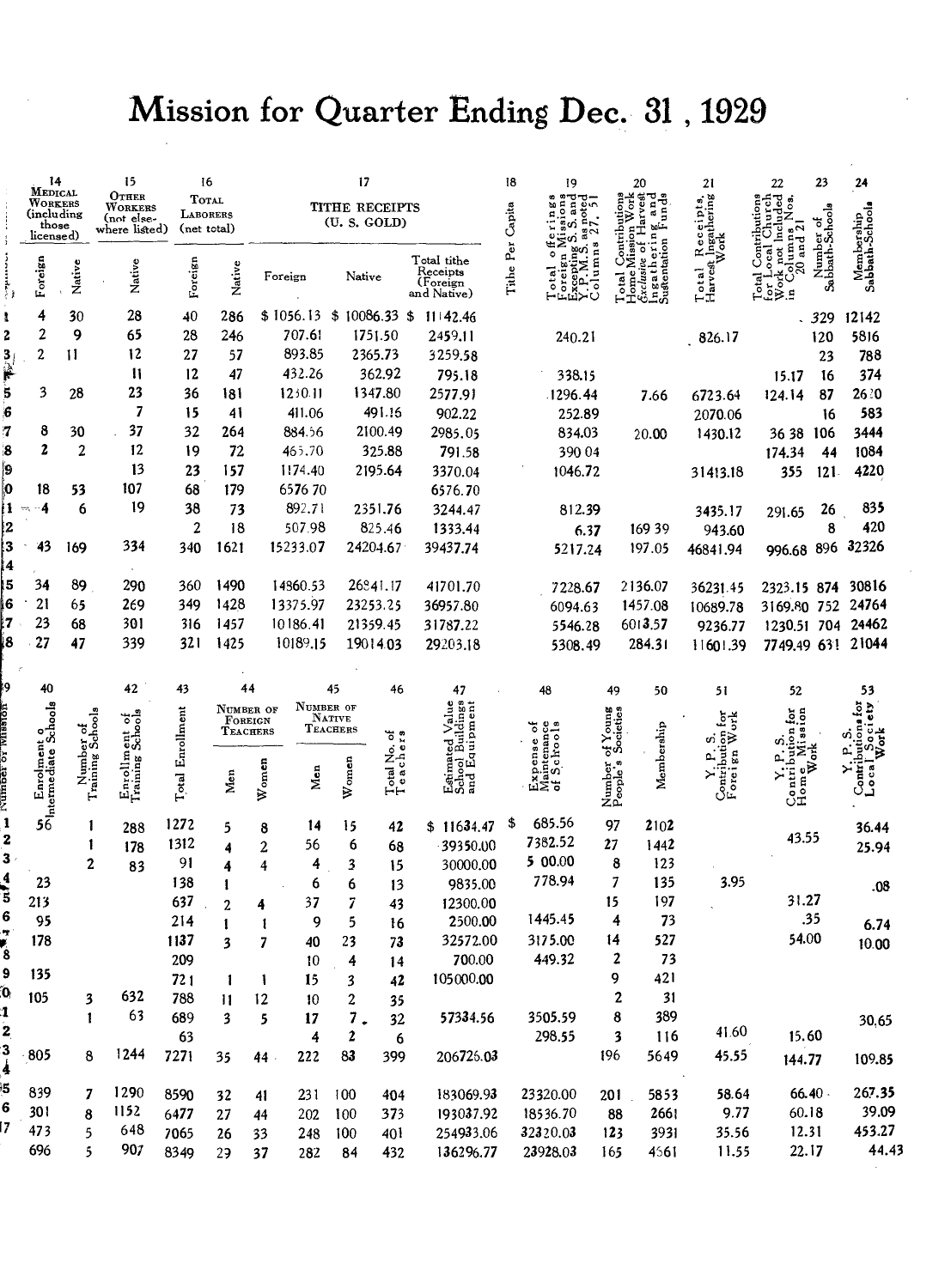# Mission for Quarter Ending Dec. 31, 1929

| Number of Mission | 14 Medical Workers (including those licensed) | | 15 Other Workers (not elsewhere listed) | 16 Total Laborers (net total) | | 17 Tithe Receipts (U. S. Gold) | | | 18 | 19 | 20 | 21 | 22 | 23 | 24 |
|---|---|---|---|---|---|---|---|---|---|---|---|---|---|---|---|
| | Foreign | Native | Native | Foreign | Native | Foreign | Native | Total tithe Receipts (Foreign and Native) | Tithe Per Capita | Total offerings Foreign Missions Excepting S. S. and Y. P. M. S. as noted Columns 27, 51 | Total Contributions Home Mission Work Exclusive of Harvest Ingathering and Sustentation Funds | Total Receipts, Harvest Ingathering Work | Total Contributions for Local Church Work not Included in Columns Nos. 20 and 21 | Number of Sabbath-Schools | Membership Sabbath-Schools |
| 1 | 4 | 30 | 28 | 40 | 286 | $ 1056.13 | $ 10086.33 | $ 11142.46 | | | | | | 329 | 12142 |
| 2 | 2 | 9 | 65 | 28 | 246 | 707.61 | 1751.50 | 2459.11 | | 240.21 | | 826.17 | | 120 | 5816 |
| 3 | 2 | 11 | 12 | 27 | 57 | 893.85 | 2365.73 | 3259.58 | | | | | | 23 | 788 |
| 4 | | | 11 | 12 | 47 | 432.26 | 362.92 | 795.18 | | 338.15 | | | 15.17 | 16 | 374 |
| 5 | 3 | 28 | 23 | 36 | 181 | 1230.11 | 1347.80 | 2577.91 | | 1296.44 | 7.66 | 6723.64 | 124.14 | 87 | 2620 |
| 6 | | | 7 | 15 | 41 | 411.06 | 491.16 | 902.22 | | 252.89 | | 2070.06 | | 16 | 583 |
| 7 | 8 | 30 | 37 | 32 | 264 | 884.56 | 2100.49 | 2985.05 | | 834.03 | 20.00 | 1430.12 | 36.38 | 106 | 3444 |
| 8 | 2 | 2 | 12 | 19 | 72 | 465.70 | 325.88 | 791.58 | | 390.04 | | | 174.34 | 44 | 1084 |
| 9 | | | 13 | 23 | 157 | 1174.40 | 2195.64 | 3370.04 | | 1046.72 | | 31413.18 | 355 | 121 | 4220 |
| 10 | 18 | 53 | 107 | 68 | 179 | 6576.70 | | 6576.70 | | | | | | | |
| 11 | 4 | 6 | 19 | 38 | 73 | 892.71 | 2351.76 | 3244.47 | | 812.39 | | 3435.17 | 291.65 | 26 | 835 |
| 12 | | | | 2 | 18 | 507.98 | 825.46 | 1333.44 | | 6.37 | 169.39 | 943.60 | | 8 | 420 |
| 13 | 43 | 169 | 334 | 340 | 1621 | 15233.07 | 24204.67 | 39437.74 | | 5217.24 | 197.05 | 46841.94 | 996.68 | 896 | 32326 |
| 14 | | | | | | | | | | | | | | | |
| 15 | 34 | 89 | 290 | 360 | 1490 | 14860.53 | 26841.17 | 41701.70 | | 7228.67 | 2136.07 | 36231.45 | 2323.15 | 874 | 30816 |
| 16 | 21 | 65 | 269 | 349 | 1428 | 13375.97 | 23253.25 | 36957.80 | | 6094.63 | 1457.08 | 10689.78 | 3169.80 | 752 | 24764 |
| 17 | 23 | 68 | 301 | 316 | 1457 | 10186.41 | 21359.45 | 31787.22 | | 5546.28 | 6013.57 | 9236.77 | 1230.51 | 704 | 24462 |
| 18 | 27 | 47 | 339 | 321 | 1425 | 10189.15 | 19014.03 | 29203.18 | | 5308.49 | 284.31 | 11601.39 | 7749.49 | 631 | 21044 |

| Number of Mission | 40 | 41 | 42 | 43 | 44 Number of Foreign Teachers | | 45 Number of Native Teachers | | 46 | 47 | 48 | 49 | 50 | 51 | 52 | 53 |
|---|---|---|---|---|---|---|---|---|---|---|---|---|---|---|---|---|
| | Enrolment of Intermediate Schools | Number of Training Schools | Enrollment of Training Schools | Total Enrollment | Men | Women | Men | Women | Total No. of Teachers | Estimated Value School Buildings and Equipment | Expense of Maintenance of Schools | Number of Young People's Societies | Membership | Y. P. S. Contribution for Foreign Work | Y. P. S. Contribution for Home Mission Work | Y. P. S. Contributions for Local Society Work |
| 1 | 56 | 1 | 288 | 1272 | 5 | 8 | 14 | 15 | 42 | $ 11634.47 | $ 685.56 | 97 | 2102 | | | 36.44 |
| 2 | | 1 | 178 | 1312 | 4 | 2 | 56 | 6 | 68 | 39350.00 | 7382.52 | 27 | 1442 | | 43.55 | 25.94 |
| 3 | | 2 | 83 | 91 | 4 | 4 | 4 | 3 | 15 | 30000.00 | 500.00 | 8 | 123 | | | |
| 4 | 23 | | | 138 | 1 | | 6 | 6 | 13 | 9835.00 | 778.94 | 7 | 135 | 3.95 | | .08 |
| 5 | 213 | | | 637 | 2 | 4 | 37 | 7 | 43 | 12300.00 | | 15 | 197 | | 31.27 | |
| 6 | 95 | | | 214 | 1 | 1 | 9 | 5 | 16 | 2500.00 | 1445.45 | 4 | 73 | | .35 | 6.74 |
| 7 | 178 | | | 1137 | 3 | 7 | 40 | 23 | 73 | 32572.00 | 3175.00 | 14 | 527 | | 54.00 | 10.00 |
| 8 | | | | 209 | | | 10 | 4 | 14 | 700.00 | 449.32 | 2 | 73 | | | |
| 9 | 135 | | | 721 | 1 | 1 | 15 | 3 | 42 | 105000.00 | | 9 | 421 | | | |
| 10 | 105 | 3 | 632 | 788 | 11 | 12 | 10 | 2 | 35 | | | 2 | 31 | | | |
| 11 | | 1 | 63 | 689 | 3 | 5 | 17 | 7 | 32 | 57334.56 | 3505.59 | 8 | 389 | | | 30.65 |
| 12 | | | | 63 | | | 4 | 2 | 6 | | 298.55 | 3 | 116 | 41.60 | 15.60 | |
| 13 | 805 | 8 | 1244 | 7271 | 35 | 44 | 222 | 83 | 399 | 206726.03 | | 196 | 5649 | 45.55 | 144.77 | 109.85 |
| 14 | | | | | | | | | | | | | | | | |
| 15 | 839 | 7 | 1290 | 8590 | 32 | 41 | 231 | 100 | 404 | 183069.93 | 23320.00 | 201 | 5853 | 58.64 | 66.40 | 267.35 |
| 16 | 301 | 8 | 1152 | 6477 | 27 | 44 | 202 | 100 | 373 | 193037.92 | 18536.70 | 88 | 2661 | 9.77 | 60.18 | 39.09 |
| 17 | 473 | 5 | 648 | 7065 | 26 | 33 | 248 | 100 | 401 | 254933.06 | 32320.03 | 123 | 3931 | 35.56 | 12.31 | 453.27 |
| 18 | 696 | 5 | 907 | 8349 | 29 | 37 | 282 | 84 | 432 | 136296.77 | 23928.03 | 165 | 4561 | 11.55 | 22.17 | 44.43 |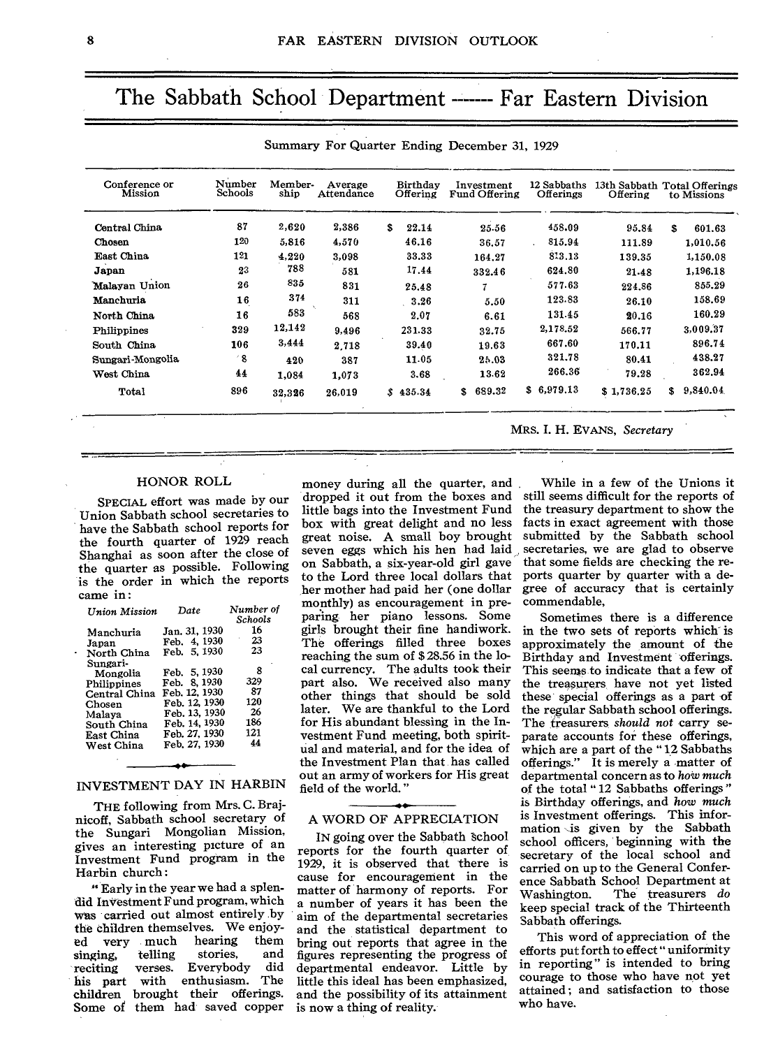# The Sabbath School Department ------ Far Eastern Division

Summary For Quarter Ending December 31, 1929

| Conference or Mission | Number Schools | Membership | Average Attendance | Birthday Offering | Investment Fund Offering | 12 Sabbaths Offerings | 13th Sabbath Offering | Total Offerings to Missions |
|---|---|---|---|---|---|---|---|---|
| Central China | 87 | 2,620 | 2,386 | $ 22.14 | 25.56 | 458.09 | 95.84 | $ 601.63 |
| Chosen | 120 | 5,816 | 4,570 | 46.16 | 36.57 | 815.94 | 111.89 | 1,010.56 |
| East China | 121 | 4,220 | 3,098 | 33.33 | 164.27 | 813.13 | 139.35 | 1,150.08 |
| Japan | 23 | 788 | 581 | 17.44 | 332.46 | 624.80 | 21.48 | 1,196.18 |
| Malayan Union | 26 | 835 | 831 | 25.48 | 7 | 577.63 | 224.86 | 855.29 |
| Manchuria | 16 | 374 | 311 | 3.26 | 5.50 | 123.83 | 26.10 | 158.69 |
| North China | 16 | 583 | 568 | 2.07 | 6.61 | 131.45 | 20.16 | 160.29 |
| Philippines | 329 | 12,142 | 9,496 | 231.33 | 32.75 | 2,178.52 | 566.77 | 3,009.37 |
| South China | 106 | 3,444 | 2,718 | 39.40 | 19.63 | 667.60 | 170.11 | 896.74 |
| Sungari-Mongolia | 8 | 420 | 387 | 11.05 | 25.03 | 321.78 | 80.41 | 438.27 |
| West China | 44 | 1,084 | 1,073 | 3.68 | 13.62 | 266.36 | 79.28 | 362.94 |
| Total | 896 | 32,326 | 26,019 | $ 435.34 | $ 689.32 | $ 6,979.13 | $ 1,736.25 | $ 9,840.04 |

MRS. I. H. EVANS, *Secretary*

## HONOR ROLL

SPECIAL effort was made by our Union Sabbath school secretaries to have the Sabbath school reports for the fourth quarter of 1929 reach Shanghai as soon after the close of the quarter as possible. Following is the order in which the reports came in:

| *Union Mission* | *Date* | *Number of Schools* |
|---|---|---|
| Manchuria | Jan. 31, 1930 | 16 |
| Japan | Feb. 4, 1930 | 23 |
| North China | Feb. 5, 1930 | 23 |
| Sungari-Mongolia | Feb. 5, 1930 | 8 |
| Philippines | Feb. 8, 1930 | 329 |
| Central China | Feb. 12, 1930 | 87 |
| Chosen | Feb. 12, 1930 | 120 |
| Malaya | Feb. 13, 1930 | 26 |
| South China | Feb. 14, 1930 | 186 |
| East China | Feb. 27, 1930 | 121 |
| West China | Feb. 27, 1930 | 44 |

## INVESTMENT DAY IN HARBIN

THE following from Mrs. C. Brajnicoff, Sabbath school secretary of the Sungari Mongolian Mission, gives an interesting picture of an Investment Fund program in the Harbin church:

"Early in the year we had a splendid Investment Fund program, which was carried out almost entirely by the children themselves. We enjoyed very much hearing them singing, telling stories, and reciting verses. Everybody did his part with enthusiasm. The children brought their offerings. Some of them had saved copper money during all the quarter, and dropped it out from the boxes and little bags into the Investment Fund box with great delight and no less great noise. A small boy brought seven eggs which his hen had laid on Sabbath, a six-year-old girl gave to the Lord three local dollars that her mother had paid her (one dollar monthly) as encouragement in preparing her piano lessons. Some girls brought their fine handiwork. The offerings filled three boxes reaching the sum of $28.56 in the local currency. The adults took their part also. We received also many other things that should be sold later. We are thankful to the Lord for His abundant blessing in the Investment Fund meeting, both spiritual and material, and for the idea of the Investment Plan that has called out an army of workers for His great field of the world."

## A WORD OF APPRECIATION

IN going over the Sabbath School reports for the fourth quarter of 1929, it is observed that there is cause for encouragement in the matter of harmony of reports. For a number of years it has been the aim of the departmental secretaries and the statistical department to bring out reports that agree in the figures representing the progress of departmental endeavor. Little by little this ideal has been emphasized, and the possibility of its attainment is now a thing of reality.

While in a few of the Unions it still seems difficult for the reports of the treasury department to show the facts in exact agreement with those submitted by the Sabbath school secretaries, we are glad to observe that some fields are checking the reports quarter by quarter with a degree of accuracy that is certainly commendable.

Sometimes there is a difference in the two sets of reports which is approximately the amount of the Birthday and Investment offerings. This seems to indicate that a few of the treasurers have not yet listed these special offerings as a part of the regular Sabbath school offerings. The treasurers *should not* carry separate accounts for these offerings, which are a part of the "12 Sabbaths offerings." It is merely a matter of departmental concern as to *how much* of the total "12 Sabbaths offerings" is Birthday offerings, and *how much* is Investment offerings. This information is given by the Sabbath school officers, beginning with the secretary of the local school and carried on up to the General Conference Sabbath School Department at Washington. The treasurers *do* keep special track of the Thirteenth Sabbath offerings.

This word of appreciation of the efforts put forth to effect "uniformity in reporting" is intended to bring courage to those who have not yet attained; and satisfaction to those who have.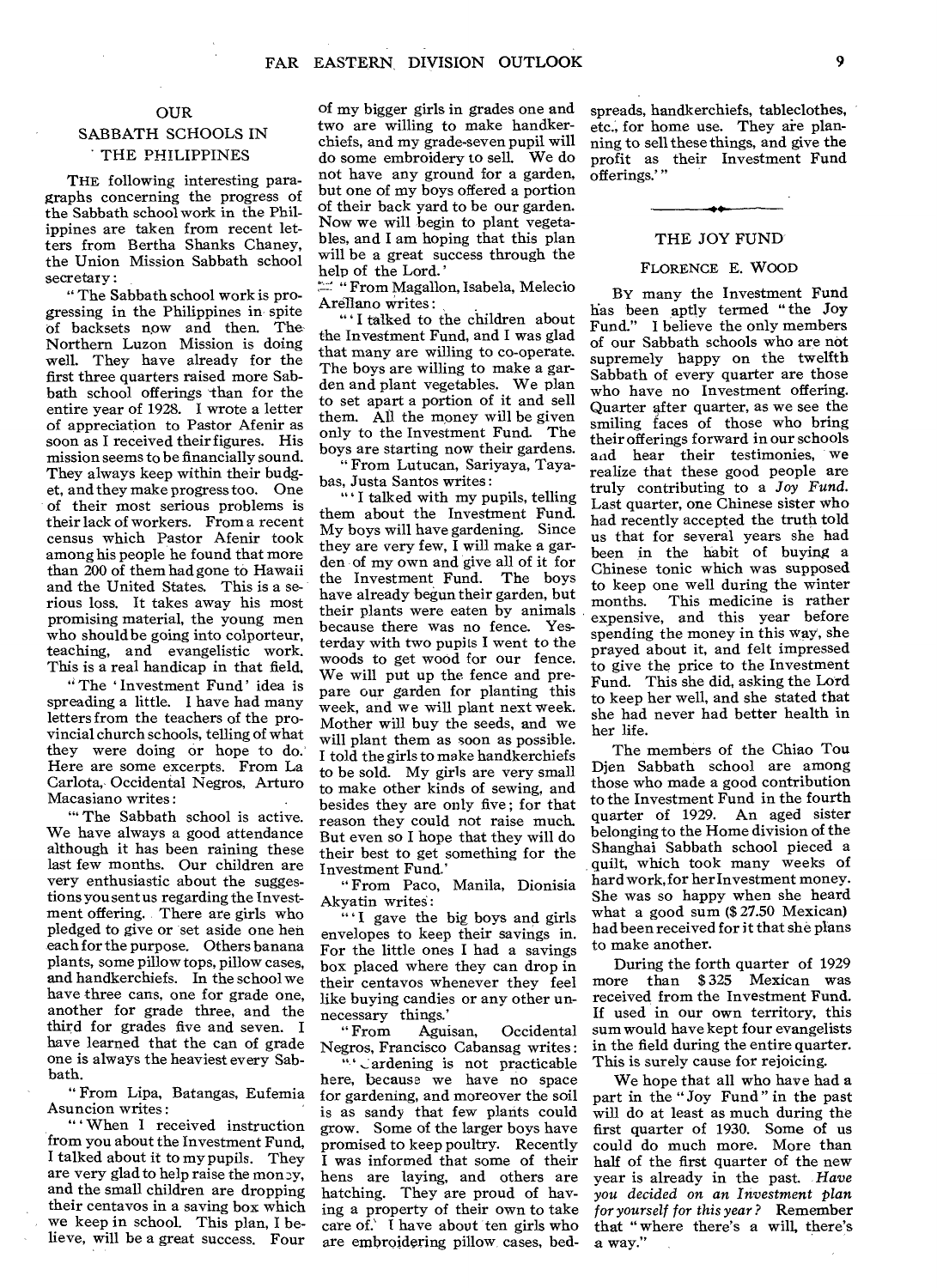## OUR SABBATH SCHOOLS IN THE PHILIPPINES

THE following interesting paragraphs concerning the progress of the Sabbath school work in the Philippines are taken from recent letters from Bertha Shanks Chaney, the Union Mission Sabbath school secretary:

"The Sabbath school work is progressing in the Philippines in spite of backsets now and then. The Northern Luzon Mission is doing well. They have already for the first three quarters raised more Sabbath school offerings than for the entire year of 1928. I wrote a letter of appreciation to Pastor Afenir as soon as I received their figures. His mission seems to be financially sound. They always keep within their budget, and they make progress too. One of their most serious problems is their lack of workers. From a recent census which Pastor Afenir took among his people he found that more than 200 of them had gone to Hawaii and the United States. This is a serious loss. It takes away his most promising material, the young men who should be going into colporteur, teaching, and evangelistic work. This is a real handicap in that field.

"The 'Investment Fund' idea is spreading a little. I have had many letters from the teachers of the provincial church schools, telling of what they were doing or hope to do. Here are some excerpts. From La Carlota, Occidental Negros, Arturo Macasiano writes:

"'The Sabbath school is active. We have always a good attendance although it has been raining these last few months. Our children are very enthusiastic about the suggestions you sent us regarding the Investment offering. There are girls who pledged to give or set aside one hen each for the purpose. Others banana plants, some pillow tops, pillow cases, and handkerchiefs. In the school we have three cans, one for grade one, another for grade three, and the third for grades five and seven. I have learned that the can of grade one is always the heaviest every Sabbath.

"From Lipa, Batangas, Eufemia Asuncion writes:

"'When I received instruction from you about the Investment Fund, I talked about it to my pupils. They are very glad to help raise the money, and the small children are dropping their centavos in a saving box which we keep in school. This plan, I believe, will be a great success. Four of my bigger girls in grades one and two are willing to make handkerchiefs, and my grade-seven pupil will do some embroidery to sell. We do not have any ground for a garden, but one of my boys offered a portion of their back yard to be our garden. Now we will begin to plant vegetables, and I am hoping that this plan will be a great success through the help of the Lord.'

"From Magallon, Isabela, Melecio Arellano writes:

"'I talked to the children about the Investment Fund, and I was glad that many are willing to co-operate. The boys are willing to make a garden and plant vegetables. We plan to set apart a portion of it and sell them. All the money will be given only to the Investment Fund. The boys are starting now their gardens.

"From Lutucan, Sariyaya, Tayabas, Justa Santos writes:

"'I talked with my pupils, telling them about the Investment Fund. My boys will have gardening. Since they are very few, I will make a garden of my own and give all of it for the Investment Fund. The boys have already begun their garden, but their plants were eaten by animals because there was no fence. Yesterday with two pupils I went to the woods to get wood for our fence. We will put up the fence and prepare our garden for planting this week, and we will plant next week. Mother will buy the seeds, and we will plant them as soon as possible. I told the girls to make handkerchiefs to be sold. My girls are very small to make other kinds of sewing, and besides they are only five; for that reason they could not raise much. But even so I hope that they will do their best to get something for the Investment Fund.'

"From Paco, Manila, Dionisia Akyatin writes:

"'I gave the big boys and girls envelopes to keep their savings in. For the little ones I had a savings box placed where they can drop in their centavos whenever they feel like buying candies or any other unnecessary things.'

"From Aguisan, Occidental Negros, Francisco Cabansag writes:

"'Gardening is not practicable here, because we have no space for gardening, and moreover the soil is as sandy that few plants could grow. Some of the larger boys have promised to keep poultry. Recently I was informed that some of their hens are laying, and others are hatching. They are proud of having a property of their own to take care of. I have about ten girls who are embroidering pillow cases, bedspreads, handkerchiefs, tablecloths, etc., for home use. They are planning to sell these things, and give the profit as their Investment Fund offerings.'"

---

## THE JOY FUND

FLORENCE E. WOOD

BY many the Investment Fund has been aptly termed "the Joy Fund." I believe the only members of our Sabbath schools who are not supremely happy on the twelfth Sabbath of every quarter are those who have no Investment offering. Quarter after quarter, as we see the smiling faces of those who bring their offerings forward in our schools and hear their testimonies, we realize that these good people are truly contributing to a *Joy Fund.* Last quarter, one Chinese sister who had recently accepted the truth told us that for several years she had been in the habit of buying a Chinese tonic which was supposed to keep one well during the winter months. This medicine is rather expensive, and this year before spending the money in this way, she prayed about it, and felt impressed to give the price to the Investment Fund. This she did, asking the Lord to keep her well, and she stated that she had never had better health in her life.

The members of the Chiao Tou Djen Sabbath school are among those who made a good contribution to the Investment Fund in the fourth quarter of 1929. An aged sister belonging to the Home division of the Shanghai Sabbath school pieced a quilt, which took many weeks of hard work, for her Investment money. She was so happy when she heard what a good sum ($27.50 Mexican) had been received for it that she plans to make another.

During the forth quarter of 1929 more than $325 Mexican was received from the Investment Fund. If used in our own territory, this sum would have kept four evangelists in the field during the entire quarter. This is surely cause for rejoicing.

We hope that all who have had a part in the "Joy Fund" in the past will do at least as much during the first quarter of 1930. Some of us could do much more. More than half of the first quarter of the new year is already in the past. *Have you decided on an Investment plan for yourself for this year?* Remember that "where there's a will, there's a way."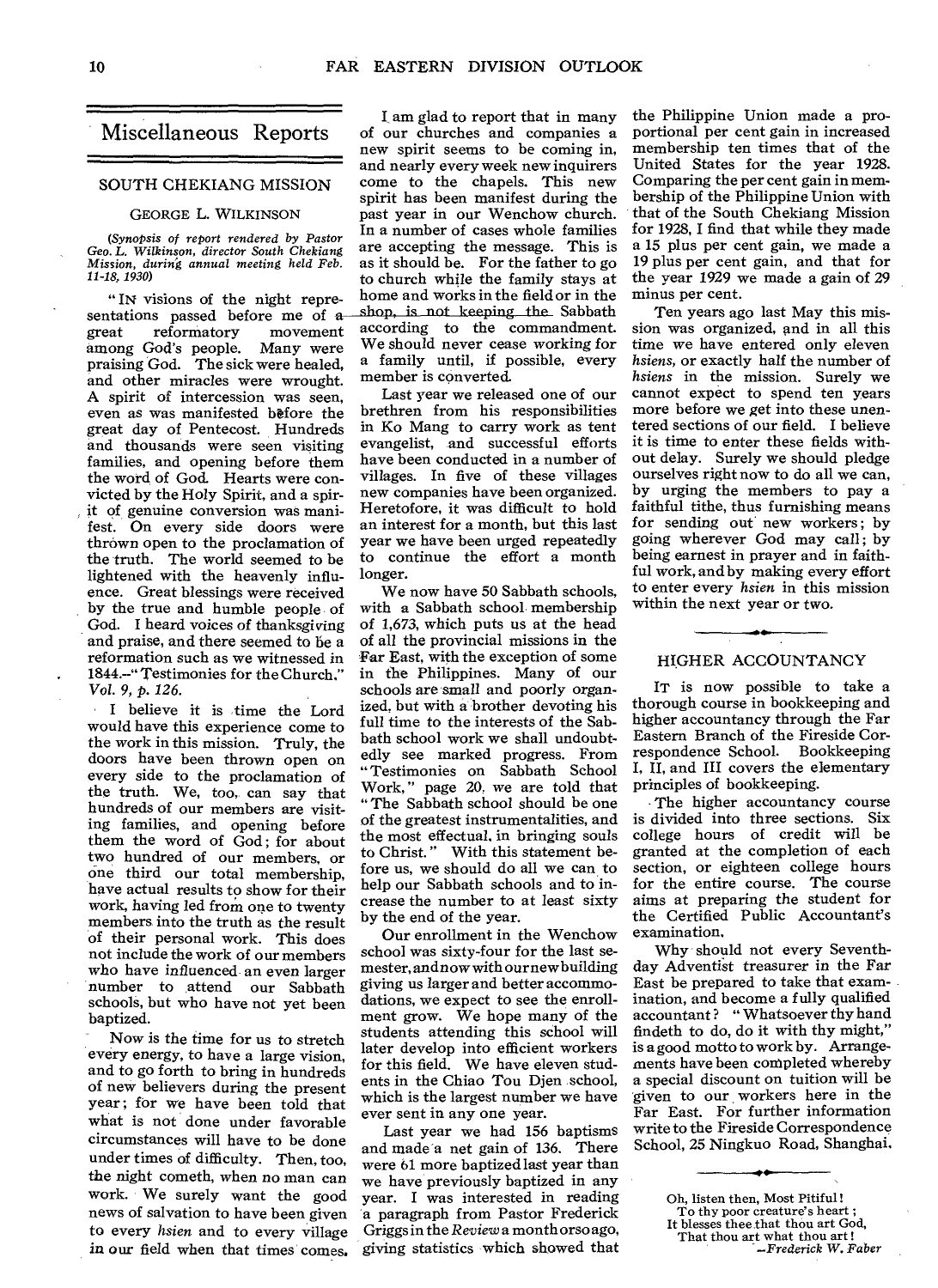# Miscellaneous Reports

## SOUTH CHEKIANG MISSION

GEORGE L. WILKINSON

*(Synopsis of report rendered by Pastor Geo. L. Wilkinson, director South Chekiang Mission, during annual meeting held Feb. 11-18, 1930)*

"IN visions of the night representations passed before me of a great reformatory movement among God's people. Many were praising God. The sick were healed, and other miracles were wrought. A spirit of intercession was seen, even as was manifested before the great day of Pentecost. Hundreds and thousands were seen visiting families, and opening before them the word of God. Hearts were convicted by the Holy Spirit, and a spirit of genuine conversion was manifest. On every side doors were thrown open to the proclamation of the truth. The world seemed to be lightened with the heavenly influence. Great blessings were received by the true and humble people of God. I heard voices of thanksgiving and praise, and there seemed to be a reformation such as we witnessed in 1844.—"Testimonies for the Church," *Vol. 9, p. 126.*

I believe it is time the Lord would have this experience come to the work in this mission. Truly, the doors have been thrown open on every side to the proclamation of the truth. We, too, can say that hundreds of our members are visiting families, and opening before them the word of God; for about two hundred of our members, or one third our total membership, have actual results to show for their work, having led from one to twenty members into the truth as the result of their personal work. This does not include the work of our members who have influenced an even larger number to attend our Sabbath schools, but who have not yet been baptized.

Now is the time for us to stretch every energy, to have a large vision, and to go forth to bring in hundreds of new believers during the present year; for we have been told that what is not done under favorable circumstances will have to be done under times of difficulty. Then, too, the night cometh, when no man can work. We surely want the good news of salvation to have been given to every *hsien* and to every village in our field when that times comes.

I am glad to report that in many of our churches and companies a new spirit seems to be coming in, and nearly every week new inquirers come to the chapels. This new spirit has been manifest during the past year in our Wenchow church. In a number of cases whole families are accepting the message. This is as it should be. For the father to go to church while the family stays at home and works in the field or in the shop, is not keeping the Sabbath according to the commandment. We should never cease working for a family until, if possible, every member is converted.

Last year we released one of our brethren from his responsibilities in Ko Mang to carry work as tent evangelist, and successful efforts have been conducted in a number of villages. In five of these villages new companies have been organized. Heretofore, it was difficult to hold an interest for a month, but this last year we have been urged repeatedly to continue the effort a month longer.

We now have 50 Sabbath schools, with a Sabbath school membership of 1,673, which puts us at the head of all the provincial missions in the Far East, with the exception of some in the Philippines. Many of our schools are small and poorly organized, but with a brother devoting his full time to the interests of the Sabbath school work we shall undoubtedly see marked progress. From "Testimonies on Sabbath School Work," page 20, we are told that "The Sabbath school should be one of the greatest instrumentalities, and the most effectual, in bringing souls to Christ." With this statement before us, we should do all we can to help our Sabbath schools and to increase the number to at least sixty by the end of the year.

Our enrollment in the Wenchow school was sixty-four for the last semester, and now with our new building giving us larger and better accommodations, we expect to see the enrollment grow. We hope many of the students attending this school will later develop into efficient workers for this field. We have eleven students in the Chiao Tou Djen school, which is the largest number we have ever sent in any one year.

Last year we had 156 baptisms and made a net gain of 136. There were 61 more baptized last year than we have previously baptized in any year. I was interested in reading a paragraph from Pastor Frederick Griggs in the *Review* a month or so ago, giving statistics which showed that the Philippine Union made a proportional per cent gain in increased membership ten times that of the United States for the year 1928. Comparing the per cent gain in membership of the Philippine Union with that of the South Chekiang Mission for 1928, I find that while they made a 15 plus per cent gain, we made a 19 plus per cent gain, and that for the year 1929 we made a gain of 29 minus per cent.

Ten years ago last May this mission was organized, and in all this time we have entered only eleven *hsiens*, or exactly half the number of *hsiens* in the mission. Surely we cannot expect to spend ten years more before we get into these unentered sections of our field. I believe it is time to enter these fields without delay. Surely we should pledge ourselves right now to do all we can, by urging the members to pay a faithful tithe, thus furnishing means for sending out new workers; by going wherever God may call; by being earnest in prayer and in faithful work, and by making every effort to enter every *hsien* in this mission within the next year or two.

## HIGHER ACCOUNTANCY

IT is now possible to take a thorough course in bookkeeping and higher accountancy through the Far Eastern Branch of the Fireside Correspondence School. Bookkeeping I, II, and III covers the elementary principles of bookkeeping.

The higher accountancy course is divided into three sections. Six college hours of credit will be granted at the completion of each section, or eighteen college hours for the entire course. The course aims at preparing the student for the Certified Public Accountant's examination.

Why should not every Seventh-day Adventist treasurer in the Far East be prepared to take that examination, and become a fully qualified accountant? "Whatsoever thy hand findeth to do, do it with thy might," is a good motto to work by. Arrangements have been completed whereby a special discount on tuition will be given to our workers here in the Far East. For further information write to the Fireside Correspondence School, 25 Ningkuo Road, Shanghai.

Oh, listen then, Most Pitiful!
To thy poor creature's heart;
It blesses thee that thou art God,
That thou art what thou art!
—*Frederick W. Faber*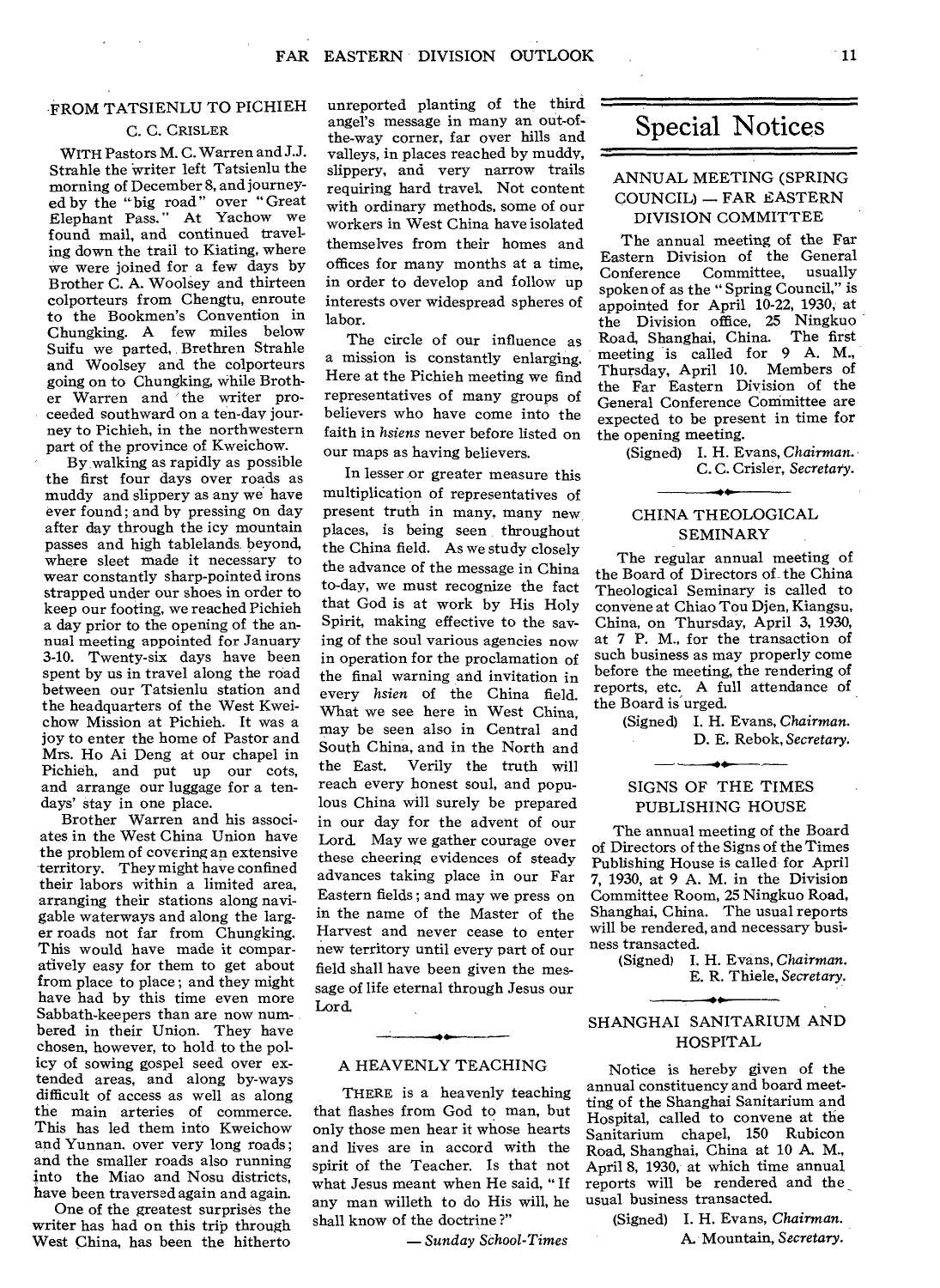## FROM TATSIENLU TO PICHIEH

C. C. CRISLER

WITH Pastors M. C. Warren and J. J. Strahle the writer left Tatsienlu the morning of December 8, and journeyed by the "big road" over "Great Elephant Pass." At Yachow we found mail, and continued traveling down the trail to Kiating, where we were joined for a few days by Brother C. A. Woolsey and thirteen colporteurs from Chengtu, enroute to the Bookmen's Convention in Chungking. A few miles below Suifu we parted, Brethren Strahle and Woolsey and the colporteurs going on to Chungking, while Brother Warren and the writer proceeded southward on a ten-day journey to Pichieh, in the northwestern part of the province of Kweichow.

By walking as rapidly as possible the first four days over roads as muddy and slippery as any we have ever found; and by pressing on day after day through the icy mountain passes and high tablelands beyond, where sleet made it necessary to wear constantly sharp-pointed irons strapped under our shoes in order to keep our footing, we reached Pichieh a day prior to the opening of the annual meeting appointed for January 3-10. Twenty-six days have been spent by us in travel along the road between our Tatsienlu station and the headquarters of the West Kweichow Mission at Pichieh. It was a joy to enter the home of Pastor and Mrs. Ho Ai Deng at our chapel in Pichieh, and put up our cots, and arrange our luggage for a ten-days' stay in one place.

Brother Warren and his associates in the West China Union have the problem of covering an extensive territory. They might have confined their labors within a limited area, arranging their stations along navigable waterways and along the larger roads not far from Chungking. This would have made it comparatively easy for them to get about from place to place; and they might have had by this time even more Sabbath-keepers than are now numbered in their Union. They have chosen, however, to hold to the policy of sowing gospel seed over extended areas, and along by-ways difficult of access as well as along the main arteries of commerce. This has led them into Kweichow and Yunnan, over very long roads; and the smaller roads also running into the Miao and Nosu districts, have been traversed again and again.

One of the greatest surprises the writer has had on this trip through West China, has been the hitherto unreported planting of the third angel's message in many an out-of-the-way corner, far over hills and valleys, in places reached by muddy, slippery, and very narrow trails requiring hard travel. Not content with ordinary methods, some of our workers in West China have isolated themselves from their homes and offices for many months at a time, in order to develop and follow up interests over widespread spheres of labor.

The circle of our influence as a mission is constantly enlarging. Here at the Pichieh meeting we find representatives of many groups of believers who have come into the faith in *hsiens* never before listed on our maps as having believers.

In lesser or greater measure this multiplication of representatives of present truth in many, many new places, is being seen throughout the China field. As we study closely the advance of the message in China to-day, we must recognize the fact that God is at work by His Holy Spirit, making effective to the saving of the soul various agencies now in operation for the proclamation of the final warning and invitation in every *hsien* of the China field. What we see here in West China, may be seen also in Central and South China, and in the North and the East. Verily the truth will reach every honest soul, and populous China will surely be prepared in our day for the advent of our Lord. May we gather courage over these cheering evidences of steady advances taking place in our Far Eastern fields; and may we press on in the name of the Master of the Harvest and never cease to enter new territory until every part of our field shall have been given the message of life eternal through Jesus our Lord.

---

## A HEAVENLY TEACHING

THERE is a heavenly teaching that flashes from God to man, but only those men hear it whose hearts and lives are in accord with the spirit of the Teacher. Is that not what Jesus meant when He said, "If any man willeth to do His will, he shall know of the doctrine?"

— *Sunday School-Times*

# Special Notices

## ANNUAL MEETING (SPRING COUNCIL) — FAR EASTERN DIVISION COMMITTEE

The annual meeting of the Far Eastern Division of the General Conference Committee, usually spoken of as the "Spring Council," is appointed for April 10-22, 1930, at the Division office, 25 Ningkuo Road, Shanghai, China. The first meeting is called for 9 A. M., Thursday, April 10. Members of the Far Eastern Division of the General Conference Committee are expected to be present in time for the opening meeting.

(Signed) I. H. Evans, *Chairman.*
C. C. Crisler, *Secretary.*

---

## CHINA THEOLOGICAL SEMINARY

The regular annual meeting of the Board of Directors of the China Theological Seminary is called to convene at Chiao Tou Djen, Kiangsu, China, on Thursday, April 3, 1930, at 7 P. M., for the transaction of such business as may properly come before the meeting, the rendering of reports, etc. A full attendance of the Board is urged.

(Signed) I. H. Evans, *Chairman.*
D. E. Rebok, *Secretary.*

---

## SIGNS OF THE TIMES PUBLISHING HOUSE

The annual meeting of the Board of Directors of the Signs of the Times Publishing House is called for April 7, 1930, at 9 A. M. in the Division Committee Room, 25 Ningkuo Road, Shanghai, China. The usual reports will be rendered, and necessary business transacted.

(Signed) I. H. Evans, *Chairman.*
E. R. Thiele, *Secretary.*

---

## SHANGHAI SANITARIUM AND HOSPITAL

Notice is hereby given of the annual constituency and board meeting of the Shanghai Sanitarium and Hospital, called to convene at the Sanitarium chapel, 150 Rubicon Road, Shanghai, China at 10 A. M., April 8, 1930, at which time annual reports will be rendered and the usual business transacted.

(Signed) I. H. Evans, *Chairman.*
A. Mountain, *Secretary.*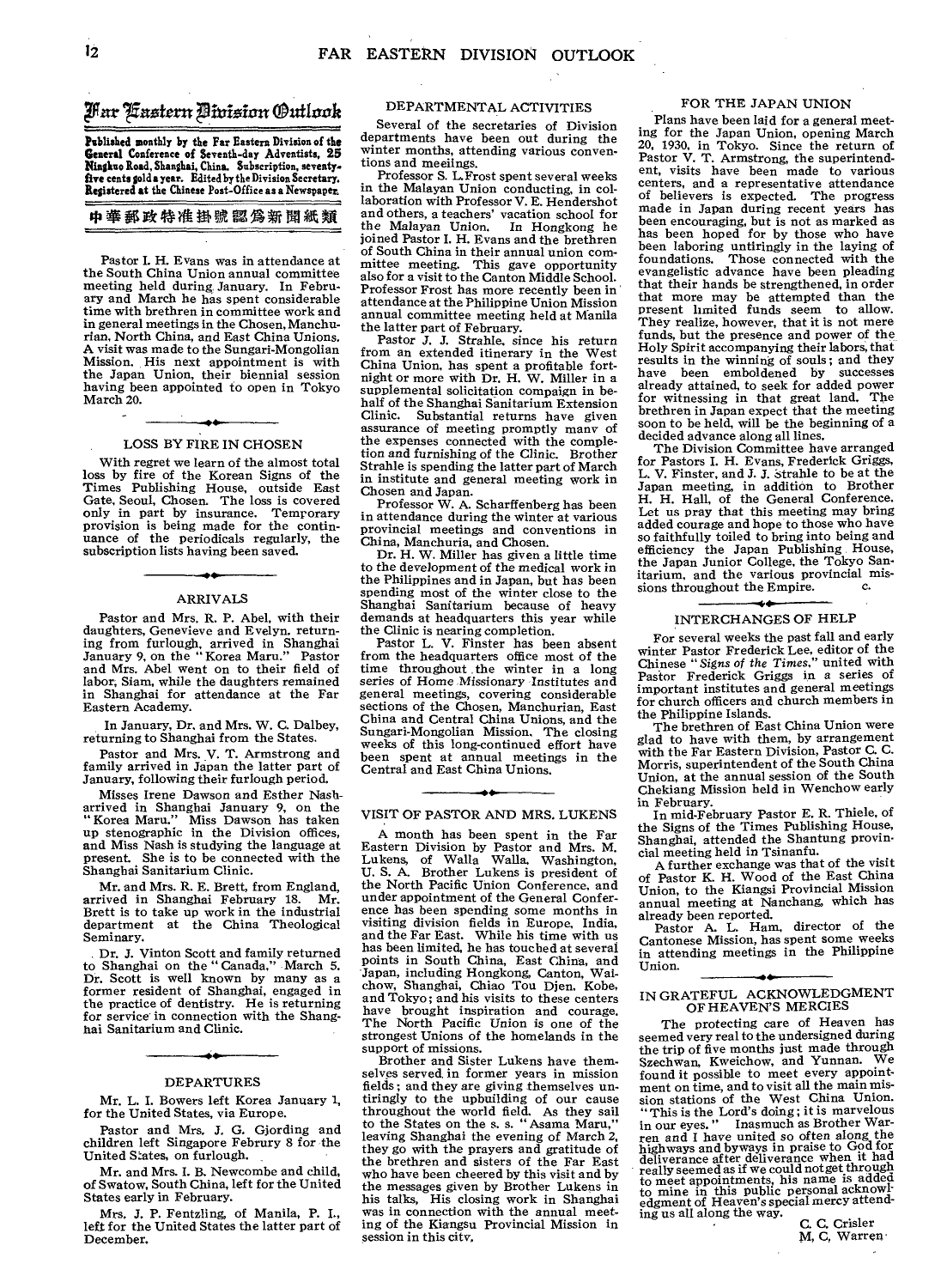# Far Eastern Division Outlook

**Published monthly by the Far Eastern Division of the General Conference of Seventh-day Adventists, 25 Ningkuo Road, Shanghai, China. Subscription, seventy-five cents gold a year. Edited by the Division Secretary. Registered at the Chinese Post-Office as a Newspaper.**

**中華郵政特准掛號認爲新聞紙類**

Pastor I. H. Evans was in attendance at the South China Union annual committee meeting held during January. In February and March he has spent considerable time with brethren in committee work and in general meetings in the Chosen, Manchurian, North China, and East China Unions. A visit was made to the Sungari-Mongolian Mission. His next appointment is with the Japan Union, their biennial session having been appointed to open in Tokyo March 20.

## LOSS BY FIRE IN CHOSEN

With regret we learn of the almost total loss by fire of the Korean Signs of the Times Publishing House, outside East Gate, Seoul, Chosen. The loss is covered only in part by insurance. Temprorary provision is being made for the continuance of the periodicals regularly, the subscription lists having been saved.

## ARRIVALS

Pastor and Mrs. R. P. Abel, with their daughters, Genevieve and Evelyn, returning from furlough, arrived in Shanghai January 9, on the "Korea Maru." Pastor and Mrs. Abel went on to their field of labor, Siam, while the daughters remained in Shanghai for attendance at the Far Eastern Academy.

In January, Dr. and Mrs. W. C. Dalbey, returning to Shanghai from the States.

Pastor and Mrs. V. T. Armstrong and family arrived in Japan the latter part of January, following their furlough period.

Misses Irene Dawson and Esther Nash arrived in Shanghai January 9, on the "Korea Maru." Miss Dawson has taken up stenographic work in the Division offices, and Miss Nash is studying the language at present. She is to be connected with the Shanghai Sanitarium Clinic.

Mr. and Mrs. R. E. Brett, from England, arrived in Shanghai February 18. Mr. Brett is to take up work in the industrial department at the China Theological Seminary.

Dr. J. Vinton Scott and family returned to Shanghai on the "Canada," March 5. Dr. Scott is well known by many as a former resident of Shanghai, engaged in the practice of dentistry. He is returning for service in connection with the Shanghai Sanitarium and Clinic.

## DEPARTURES

Mr. L. I. Bowers left Korea January 1, for the United States, via Europe.

Pastor and Mrs. J. G. Gjording and children left Singapore Februry 8 for the United States, on furlough.

Mr. and Mrs. I. B. Newcombe and child, of Swatow, South China, left for the United States early in February.

Mrs. J. P. Fentzling, of Manila, P. I., left for the United States the latter part of December.

## DEPARTMENTAL ACTIVITIES

Several of the secretaries of Division departments have been out during the winter months, attending various conventions and meetings.

Professor S. L. Frost spent several weeks in the Malayan Union conducting, in collaboration with Professor V. E. Hendershot and others, a teachers' vacation school for the Malayan Union. In Hongkong he joined Pastor I. H. Evans and the brethren of South China in their annual union committee meeting. This gave opportunity also for a visit to the Canton Middle School. Professor Frost has more recently been in attendance at the Philippine Union Mission annual committee meeting held at Manila the latter part of February.

Pastor J. J. Strahle, since his return from an extended itinerary in the West China Union, has spent a profitable fortnight or more with Dr. H. W. Miller in a supplemental solicitation campaign in behalf of the Shanghai Sanitarium Extension Clinic. Substantial returns have given assurance of meeting promptly manv of the expenses connected with the completion and furnishing of the Clinic. Brother Strahle is spending the latter part of March in institute and general meeting work in Chosen and Japan.

Professor W. A. Scharffenberg has been in attendance during the winter at various provincial meetings and conventions in China, Manchuria, and Chosen.

Dr. H. W. Miller has given a little time to the development of the medical work in the Philippines and in Japan, but has been spending most of the winter close to the Shanghai Sanitarium because of heavy demands at headquarters this year while the Clinic is nearing completion.

Pastor L. V. Finster has been absent from the headquarters office most of the time throughout the winter in a long series of Home Missionary Institutes and general meetings, covering considerable sections of the Chosen, Manchurian, East China and Central China Unions, and the Sungari-Mongolian Mission. The closing weeks of this long-continued effort have been spent at annual meetings in the Central and East China Unions.

## VISIT OF PASTOR AND MRS. LUKENS

A month has been spent in the Far Eastern Division by Pastor and Mrs. M. Lukens, of Walla Walla, Washington, U. S. A. Brother Lukens is president of the North Pacific Union Conference, and under appointment of the General Conference has been spending some months in visiting division fields in Europe, India, and the Far East. While his time with us has been limited, he has touched at several points in South China, East China, and Japan, including Hongkong, Canton, Waichow, Shanghai, Chiao Tou Djen, Kobe, and Tokyo; and his visits to these centers have brought inspiration and courage. The North Pacific Union is one of the strongest Unions of the homelands in the support of missions.

Brother and Sister Lukens have themselves served in former years in mission fields; and they are giving themselves untiringly to the upbuilding of our cause throughout the world field. As they sail to the States on the s. s. "Asama Maru," leaving Shanghai the evening of March 2, they go with the prayers and gratitude of the brethren and sisters of the Far East who have been cheered by this visit and by the messages given by Brother Lukens in his talks. His closing work in Shanghai was in connection with the annual meeting of the Kiangsu Provincial Mission in session in this citv.

## FOR THE JAPAN UNION

Plans have been laid for a general meeting for the Japan Union, opening March 20, 1930, in Tokyo. Since the return of Pastor V. T. Armstrong, the superintendent, visits have been made to various centers, and a representative attendance of believers is expected. The progress made in Japan during recent years has been encouraging, but is not as marked as has been hoped for by those who have been laboring untiringly in the laying of foundations. Those connected with the evangelistic advance have been pleading that their hands be strengthened, in order that more may be attempted than the present limited funds seem to allow. They realize, however, that it is not mere funds, but the presence and power of the Holy Spirit accompanying their labors, that results in the winning of souls; and they have been emboldened by successes already attained, to seek for added power for witnessing in that great land. The brethren in Japan expect that the meeting soon to be held, will be the beginning of a decided advance along all lines.

The Division Committee have arranged for Pastors I. H. Evans, Frederick Griggs, L. V. Finster, and J. J. Strahle to be at the Japan meeting, in addition to Brother H. H. Hall, of the General Conference. Let us pray that this meeting may bring added courage and hope to those who have so faithfully toiled to bring into being and efficiency the Japan Publishing House, the Japan Junior College, the Tokyo Sanitarium, and the various provincial missions throughout the Empire. c.

## INTERCHANGES OF HELP

For several weeks the past fall and early winter Pastor Frederick Lee, editor of the Chinese "*Signs of the Times*," united with Pastor Frederick Griggs in a series of important institutes and general meetings for church officers and church members in the Philippine Islands.

The brethren of East China Union were glad to have with them, by arrangement with the Far Eastern Division, Pastor C. C. Morris, superintendent of the South China Union, at the annual session of the South Chekiang Mission held in Wenchow early in February.

In mid-February Pastor E. R. Thiele, of the Signs of the Times Publishing House, Shanghai, attended the Shantung provincial meeting held in Tsinanfu.

A further exchange was that of the visit of Pastor K. H. Wood of the East China Union, to the Kiangsi Provincial Mission annual meeting at Nanchang, which has already been reported.

Pastor A. L. Ham, director of the Cantonese Mission, has spent some weeks in attending meetings in the Philippine Union.

## IN GRATEFUL ACKNOWLEDGMENT OF HEAVEN'S MERCIES

The protecting care of Heaven has seemed very real to the undersigned during the trip of five months just made through Szechwan, Kweichow, and Yunnan. We found it possible to meet every appointment on time, and to visit all the main mission stations of the West China Union. "This is the Lord's doing; it is marvelous in our eyes." Inasmuch as Brother Warren and I have united so often along the highways and byways in praise to God for deliverance after deliverance when it had really seemed as if we could not get through to meet appointments, his name is added to mine in this public personal acknowledgment of Heaven's special mercy attending us all along the way.

C. C. Crisler
M. C. Warren